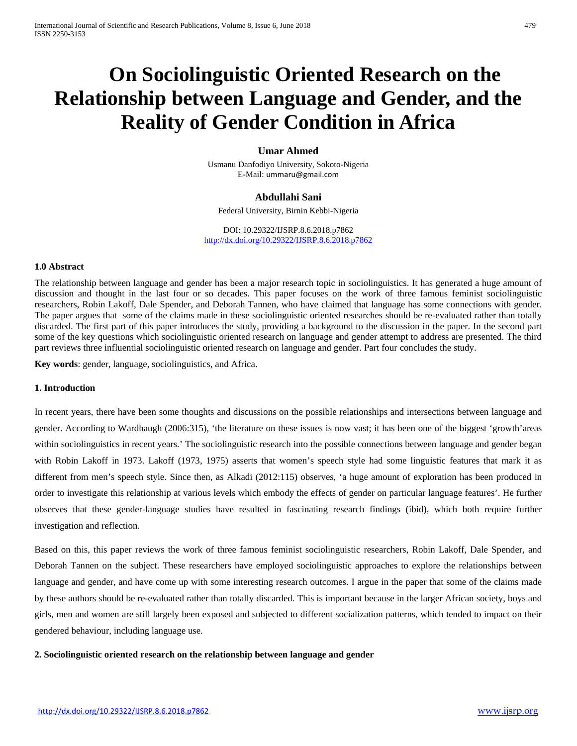# On Sociolinguistic Oriented Research on the Relationship between Language and Gender, and the Reality of Gender Condition in Africa

**Umar Ahmed**

Usmanu Danfodiyo University, Sokoto-Nigeria
E-Mail: ummaru@gmail.com

**Abdullahi Sani**

Federal University, Birnin Kebbi-Nigeria

DOI: 10.29322/IJSRP.8.6.2018.p7862
http://dx.doi.org/10.29322/IJSRP.8.6.2018.p7862

### 1.0 Abstract

The relationship between language and gender has been a major research topic in sociolinguistics. It has generated a huge amount of discussion and thought in the last four or so decades. This paper focuses on the work of three famous feminist sociolinguistic researchers, Robin Lakoff, Dale Spender, and Deborah Tannen, who have claimed that language has some connections with gender. The paper argues that some of the claims made in these sociolinguistic oriented researches should be re-evaluated rather than totally discarded. The first part of this paper introduces the study, providing a background to the discussion in the paper. In the second part some of the key questions which sociolinguistic oriented research on language and gender attempt to address are presented. The third part reviews three influential sociolinguistic oriented research on language and gender. Part four concludes the study.

**Key words**: gender, language, sociolinguistics, and Africa.

### 1. Introduction

In recent years, there have been some thoughts and discussions on the possible relationships and intersections between language and gender. According to Wardhaugh (2006:315), 'the literature on these issues is now vast; it has been one of the biggest 'growth'areas within sociolinguistics in recent years.' The sociolinguistic research into the possible connections between language and gender began with Robin Lakoff in 1973. Lakoff (1973, 1975) asserts that women's speech style had some linguistic features that mark it as different from men's speech style. Since then, as Alkadi (2012:115) observes, 'a huge amount of exploration has been produced in order to investigate this relationship at various levels which embody the effects of gender on particular language features'. He further observes that these gender-language studies have resulted in fascinating research findings (ibid), which both require further investigation and reflection.

Based on this, this paper reviews the work of three famous feminist sociolinguistic researchers, Robin Lakoff, Dale Spender, and Deborah Tannen on the subject. These researchers have employed sociolinguistic approaches to explore the relationships between language and gender, and have come up with some interesting research outcomes. I argue in the paper that some of the claims made by these authors should be re-evaluated rather than totally discarded. This is important because in the larger African society, boys and girls, men and women are still largely been exposed and subjected to different socialization patterns, which tended to impact on their gendered behaviour, including language use.

### 2. Sociolinguistic oriented research on the relationship between language and gender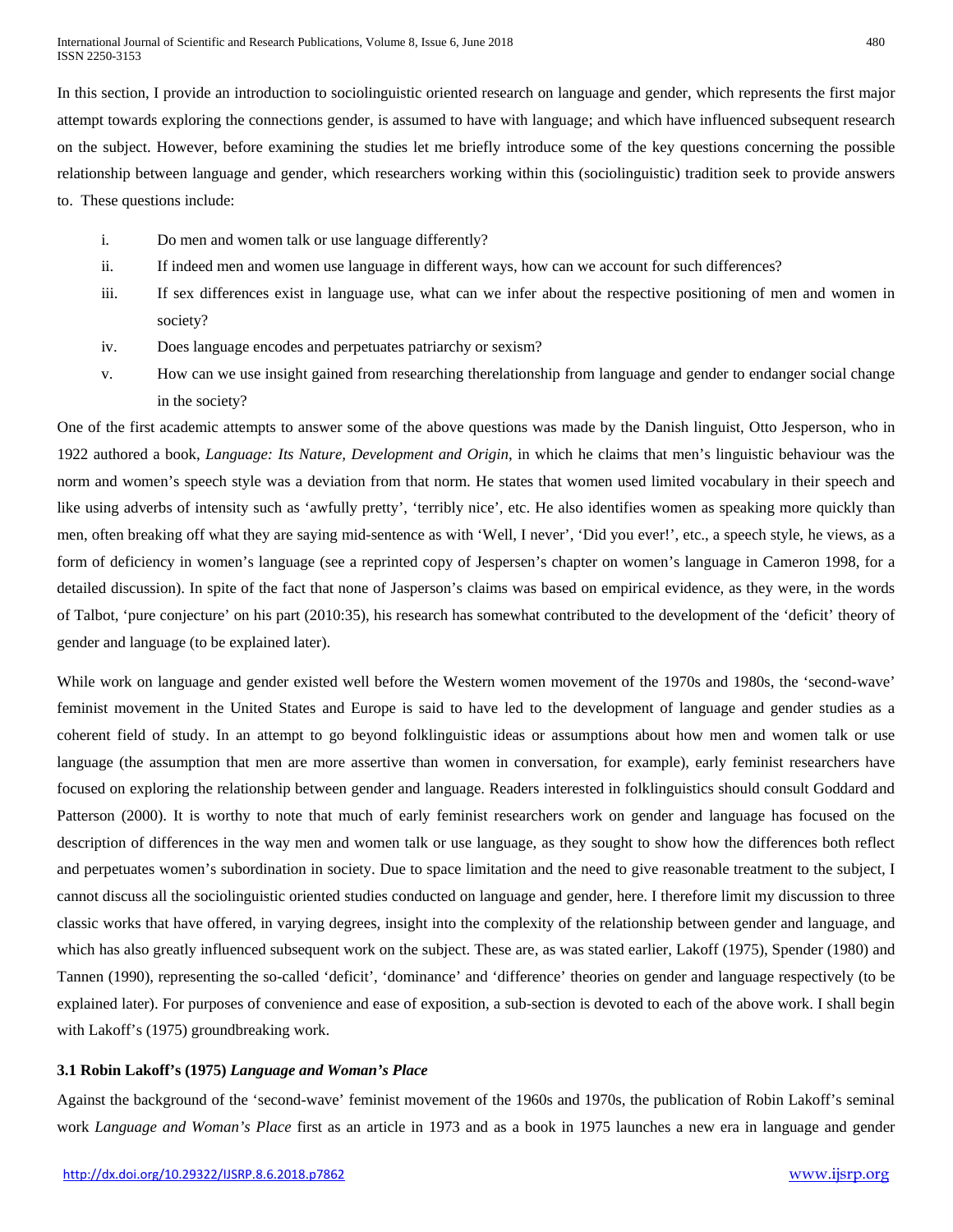In this section, I provide an introduction to sociolinguistic oriented research on language and gender, which represents the first major attempt towards exploring the connections gender, is assumed to have with language; and which have influenced subsequent research on the subject. However, before examining the studies let me briefly introduce some of the key questions concerning the possible relationship between language and gender, which researchers working within this (sociolinguistic) tradition seek to provide answers to. These questions include:

i. Do men and women talk or use language differently?

ii. If indeed men and women use language in different ways, how can we account for such differences?

iii. If sex differences exist in language use, what can we infer about the respective positioning of men and women in society?

iv. Does language encodes and perpetuates patriarchy or sexism?

v. How can we use insight gained from researching therelationship from language and gender to endanger social change in the society?

One of the first academic attempts to answer some of the above questions was made by the Danish linguist, Otto Jesperson, who in 1922 authored a book, *Language: Its Nature, Development and Origin*, in which he claims that men's linguistic behaviour was the norm and women's speech style was a deviation from that norm. He states that women used limited vocabulary in their speech and like using adverbs of intensity such as 'awfully pretty', 'terribly nice', etc. He also identifies women as speaking more quickly than men, often breaking off what they are saying mid-sentence as with 'Well, I never', 'Did you ever!', etc., a speech style, he views, as a form of deficiency in women's language (see a reprinted copy of Jespersen's chapter on women's language in Cameron 1998, for a detailed discussion). In spite of the fact that none of Jasperson's claims was based on empirical evidence, as they were, in the words of Talbot, 'pure conjecture' on his part (2010:35), his research has somewhat contributed to the development of the 'deficit' theory of gender and language (to be explained later).

While work on language and gender existed well before the Western women movement of the 1970s and 1980s, the 'second-wave' feminist movement in the United States and Europe is said to have led to the development of language and gender studies as a coherent field of study. In an attempt to go beyond folklinguistic ideas or assumptions about how men and women talk or use language (the assumption that men are more assertive than women in conversation, for example), early feminist researchers have focused on exploring the relationship between gender and language. Readers interested in folklinguistics should consult Goddard and Patterson (2000). It is worthy to note that much of early feminist researchers work on gender and language has focused on the description of differences in the way men and women talk or use language, as they sought to show how the differences both reflect and perpetuates women's subordination in society. Due to space limitation and the need to give reasonable treatment to the subject, I cannot discuss all the sociolinguistic oriented studies conducted on language and gender, here. I therefore limit my discussion to three classic works that have offered, in varying degrees, insight into the complexity of the relationship between gender and language, and which has also greatly influenced subsequent work on the subject. These are, as was stated earlier, Lakoff (1975), Spender (1980) and Tannen (1990), representing the so-called 'deficit', 'dominance' and 'difference' theories on gender and language respectively (to be explained later). For purposes of convenience and ease of exposition, a sub-section is devoted to each of the above work. I shall begin with Lakoff's (1975) groundbreaking work.

### 3.1 Robin Lakoff's (1975) *Language and Woman's Place*

Against the background of the 'second-wave' feminist movement of the 1960s and 1970s, the publication of Robin Lakoff's seminal work *Language and Woman's Place* first as an article in 1973 and as a book in 1975 launches a new era in language and gender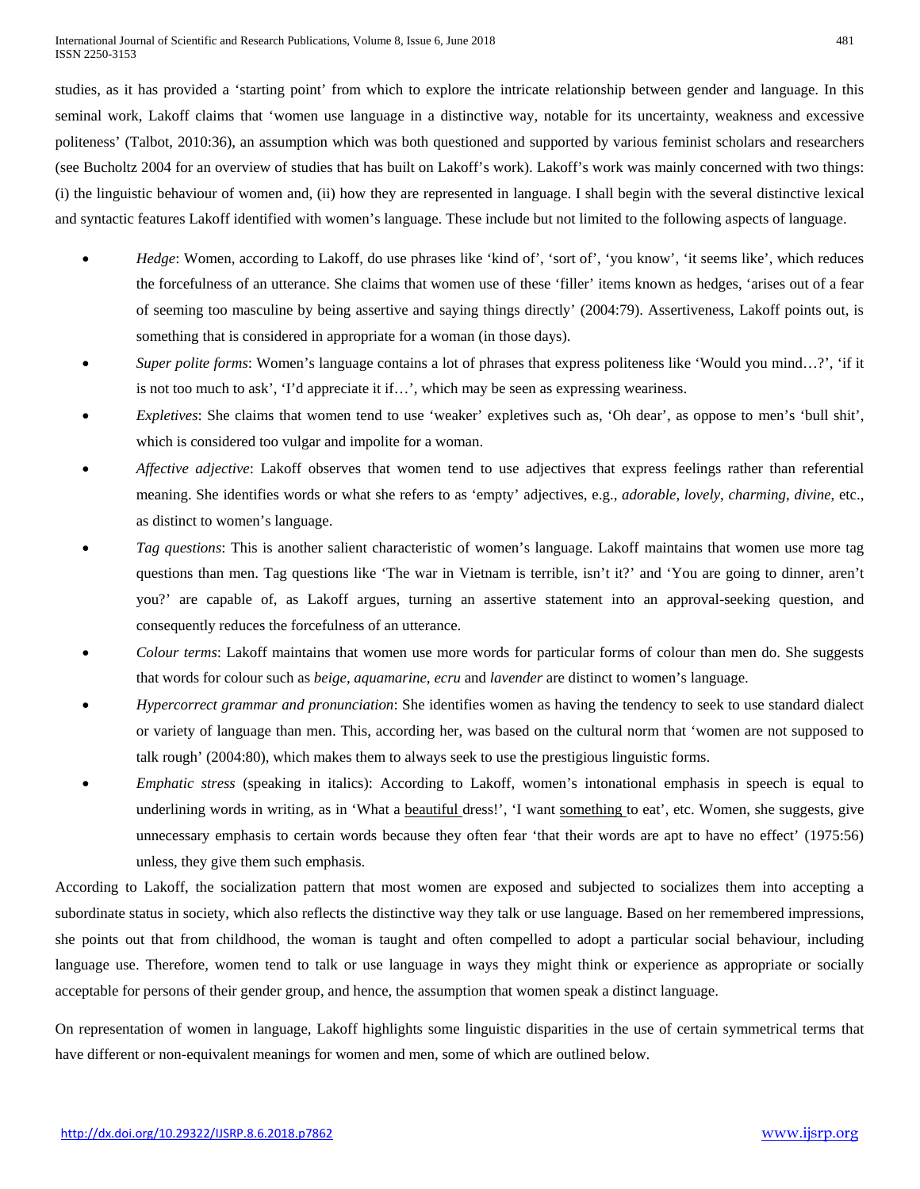studies, as it has provided a 'starting point' from which to explore the intricate relationship between gender and language. In this seminal work, Lakoff claims that 'women use language in a distinctive way, notable for its uncertainty, weakness and excessive politeness' (Talbot, 2010:36), an assumption which was both questioned and supported by various feminist scholars and researchers (see Bucholtz 2004 for an overview of studies that has built on Lakoff's work). Lakoff's work was mainly concerned with two things: (i) the linguistic behaviour of women and, (ii) how they are represented in language. I shall begin with the several distinctive lexical and syntactic features Lakoff identified with women's language. These include but not limited to the following aspects of language.

- *Hedge*: Women, according to Lakoff, do use phrases like 'kind of', 'sort of', 'you know', 'it seems like', which reduces the forcefulness of an utterance. She claims that women use of these 'filler' items known as hedges, 'arises out of a fear of seeming too masculine by being assertive and saying things directly' (2004:79). Assertiveness, Lakoff points out, is something that is considered in appropriate for a woman (in those days).
- *Super polite forms*: Women's language contains a lot of phrases that express politeness like 'Would you mind…?', 'if it is not too much to ask', 'I'd appreciate it if…', which may be seen as expressing weariness.
- *Expletives*: She claims that women tend to use 'weaker' expletives such as, 'Oh dear', as oppose to men's 'bull shit', which is considered too vulgar and impolite for a woman.
- *Affective adjective*: Lakoff observes that women tend to use adjectives that express feelings rather than referential meaning. She identifies words or what she refers to as 'empty' adjectives, e.g., *adorable*, *lovely*, *charming*, *divine*, etc., as distinct to women's language.
- *Tag questions*: This is another salient characteristic of women's language. Lakoff maintains that women use more tag questions than men. Tag questions like 'The war in Vietnam is terrible, isn't it?' and 'You are going to dinner, aren't you?' are capable of, as Lakoff argues, turning an assertive statement into an approval-seeking question, and consequently reduces the forcefulness of an utterance.
- *Colour terms*: Lakoff maintains that women use more words for particular forms of colour than men do. She suggests that words for colour such as *beige*, *aquamarine*, *ecru* and *lavender* are distinct to women's language.
- *Hypercorrect grammar and pronunciation*: She identifies women as having the tendency to seek to use standard dialect or variety of language than men. This, according her, was based on the cultural norm that 'women are not supposed to talk rough' (2004:80), which makes them to always seek to use the prestigious linguistic forms.
- *Emphatic stress* (speaking in italics): According to Lakoff, women's intonational emphasis in speech is equal to underlining words in writing, as in 'What a <u>beautiful</u> dress!', 'I want <u>something</u> to eat', etc. Women, she suggests, give unnecessary emphasis to certain words because they often fear 'that their words are apt to have no effect' (1975:56) unless, they give them such emphasis.

According to Lakoff, the socialization pattern that most women are exposed and subjected to socializes them into accepting a subordinate status in society, which also reflects the distinctive way they talk or use language. Based on her remembered impressions, she points out that from childhood, the woman is taught and often compelled to adopt a particular social behaviour, including language use. Therefore, women tend to talk or use language in ways they might think or experience as appropriate or socially acceptable for persons of their gender group, and hence, the assumption that women speak a distinct language.

On representation of women in language, Lakoff highlights some linguistic disparities in the use of certain symmetrical terms that have different or non-equivalent meanings for women and men, some of which are outlined below.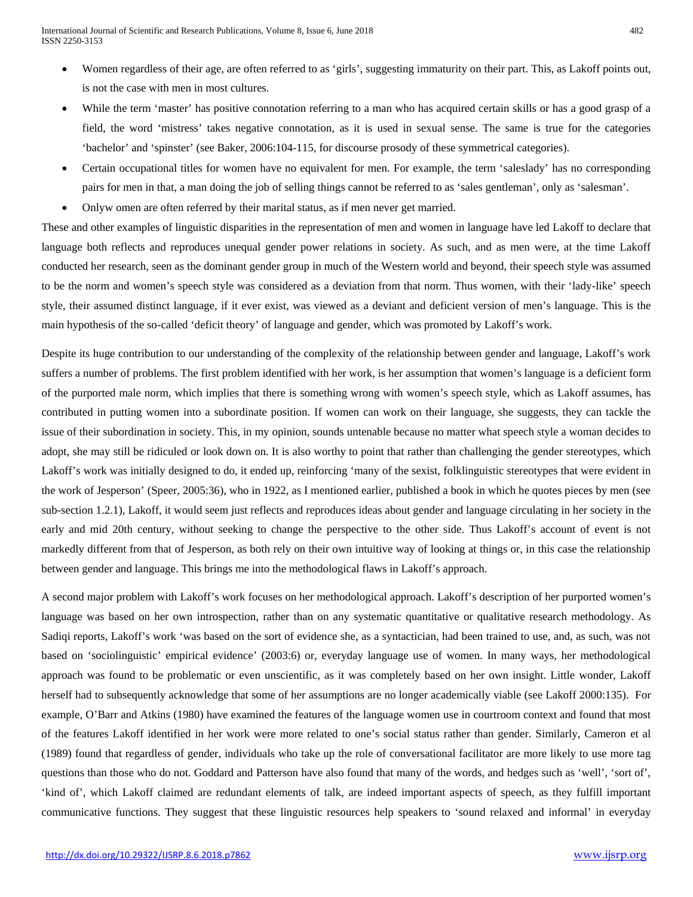- Women regardless of their age, are often referred to as 'girls', suggesting immaturity on their part. This, as Lakoff points out, is not the case with men in most cultures.
- While the term 'master' has positive connotation referring to a man who has acquired certain skills or has a good grasp of a field, the word 'mistress' takes negative connotation, as it is used in sexual sense. The same is true for the categories 'bachelor' and 'spinster' (see Baker, 2006:104-115, for discourse prosody of these symmetrical categories).
- Certain occupational titles for women have no equivalent for men. For example, the term 'saleslady' has no corresponding pairs for men in that, a man doing the job of selling things cannot be referred to as 'sales gentleman', only as 'salesman'.
- Onlyw omen are often referred by their marital status, as if men never get married.

These and other examples of linguistic disparities in the representation of men and women in language have led Lakoff to declare that language both reflects and reproduces unequal gender power relations in society. As such, and as men were, at the time Lakoff conducted her research, seen as the dominant gender group in much of the Western world and beyond, their speech style was assumed to be the norm and women's speech style was considered as a deviation from that norm. Thus women, with their 'lady-like' speech style, their assumed distinct language, if it ever exist, was viewed as a deviant and deficient version of men's language. This is the main hypothesis of the so-called 'deficit theory' of language and gender, which was promoted by Lakoff's work.

Despite its huge contribution to our understanding of the complexity of the relationship between gender and language, Lakoff's work suffers a number of problems. The first problem identified with her work, is her assumption that women's language is a deficient form of the purported male norm, which implies that there is something wrong with women's speech style, which as Lakoff assumes, has contributed in putting women into a subordinate position. If women can work on their language, she suggests, they can tackle the issue of their subordination in society. This, in my opinion, sounds untenable because no matter what speech style a woman decides to adopt, she may still be ridiculed or look down on. It is also worthy to point that rather than challenging the gender stereotypes, which Lakoff's work was initially designed to do, it ended up, reinforcing 'many of the sexist, folklinguistic stereotypes that were evident in the work of Jesperson' (Speer, 2005:36), who in 1922, as I mentioned earlier, published a book in which he quotes pieces by men (see sub-section 1.2.1), Lakoff, it would seem just reflects and reproduces ideas about gender and language circulating in her society in the early and mid 20th century, without seeking to change the perspective to the other side. Thus Lakoff's account of event is not markedly different from that of Jesperson, as both rely on their own intuitive way of looking at things or, in this case the relationship between gender and language. This brings me into the methodological flaws in Lakoff's approach.

A second major problem with Lakoff's work focuses on her methodological approach. Lakoff's description of her purported women's language was based on her own introspection, rather than on any systematic quantitative or qualitative research methodology. As Sadiqi reports, Lakoff's work 'was based on the sort of evidence she, as a syntactician, had been trained to use, and, as such, was not based on 'sociolinguistic' empirical evidence' (2003:6) or, everyday language use of women. In many ways, her methodological approach was found to be problematic or even unscientific, as it was completely based on her own insight. Little wonder, Lakoff herself had to subsequently acknowledge that some of her assumptions are no longer academically viable (see Lakoff 2000:135). For example, O'Barr and Atkins (1980) have examined the features of the language women use in courtroom context and found that most of the features Lakoff identified in her work were more related to one's social status rather than gender. Similarly, Cameron et al (1989) found that regardless of gender, individuals who take up the role of conversational facilitator are more likely to use more tag questions than those who do not. Goddard and Patterson have also found that many of the words, and hedges such as 'well', 'sort of', 'kind of', which Lakoff claimed are redundant elements of talk, are indeed important aspects of speech, as they fulfill important communicative functions. They suggest that these linguistic resources help speakers to 'sound relaxed and informal' in everyday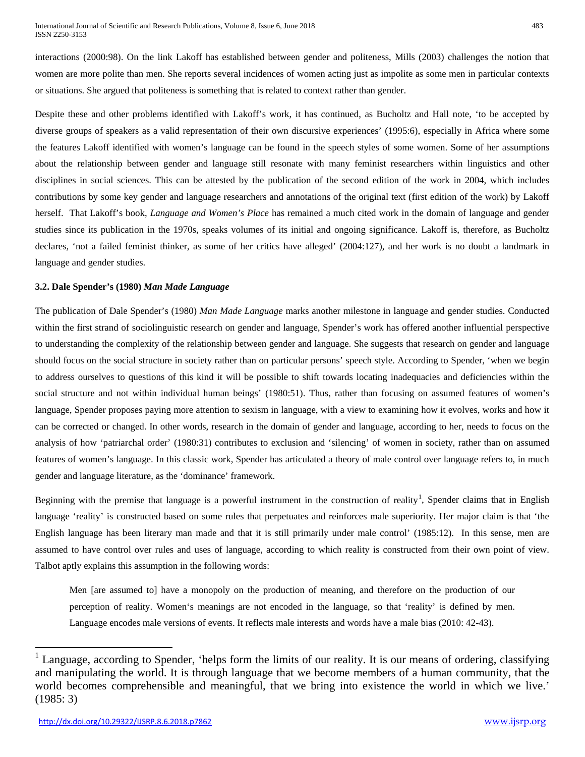interactions (2000:98). On the link Lakoff has established between gender and politeness, Mills (2003) challenges the notion that women are more polite than men. She reports several incidences of women acting just as impolite as some men in particular contexts or situations. She argued that politeness is something that is related to context rather than gender.

Despite these and other problems identified with Lakoff's work, it has continued, as Bucholtz and Hall note, 'to be accepted by diverse groups of speakers as a valid representation of their own discursive experiences' (1995:6), especially in Africa where some the features Lakoff identified with women's language can be found in the speech styles of some women. Some of her assumptions about the relationship between gender and language still resonate with many feminist researchers within linguistics and other disciplines in social sciences. This can be attested by the publication of the second edition of the work in 2004, which includes contributions by some key gender and language researchers and annotations of the original text (first edition of the work) by Lakoff herself. That Lakoff's book, *Language and Women's Place* has remained a much cited work in the domain of language and gender studies since its publication in the 1970s, speaks volumes of its initial and ongoing significance. Lakoff is, therefore, as Bucholtz declares, 'not a failed feminist thinker, as some of her critics have alleged' (2004:127), and her work is no doubt a landmark in language and gender studies.

### 3.2. Dale Spender's (1980) *Man Made Language*

The publication of Dale Spender's (1980) *Man Made Language* marks another milestone in language and gender studies. Conducted within the first strand of sociolinguistic research on gender and language, Spender's work has offered another influential perspective to understanding the complexity of the relationship between gender and language. She suggests that research on gender and language should focus on the social structure in society rather than on particular persons' speech style. According to Spender, 'when we begin to address ourselves to questions of this kind it will be possible to shift towards locating inadequacies and deficiencies within the social structure and not within individual human beings' (1980:51). Thus, rather than focusing on assumed features of women's language, Spender proposes paying more attention to sexism in language, with a view to examining how it evolves, works and how it can be corrected or changed. In other words, research in the domain of gender and language, according to her, needs to focus on the analysis of how 'patriarchal order' (1980:31) contributes to exclusion and 'silencing' of women in society, rather than on assumed features of women's language. In this classic work, Spender has articulated a theory of male control over language refers to, in much gender and language literature, as the 'dominance' framework.

Beginning with the premise that language is a powerful instrument in the construction of reality[1], Spender claims that in English language 'reality' is constructed based on some rules that perpetuates and reinforces male superiority. Her major claim is that 'the English language has been literary man made and that it is still primarily under male control' (1985:12). In this sense, men are assumed to have control over rules and uses of language, according to which reality is constructed from their own point of view. Talbot aptly explains this assumption in the following words:

> Men [are assumed to] have a monopoly on the production of meaning, and therefore on the production of our perception of reality. Women's meanings are not encoded in the language, so that 'reality' is defined by men. Language encodes male versions of events. It reflects male interests and words have a male bias (2010: 42-43).

---

[1] Language, according to Spender, 'helps form the limits of our reality. It is our means of ordering, classifying and manipulating the world. It is through language that we become members of a human community, that the world becomes comprehensible and meaningful, that we bring into existence the world in which we live.' (1985: 3)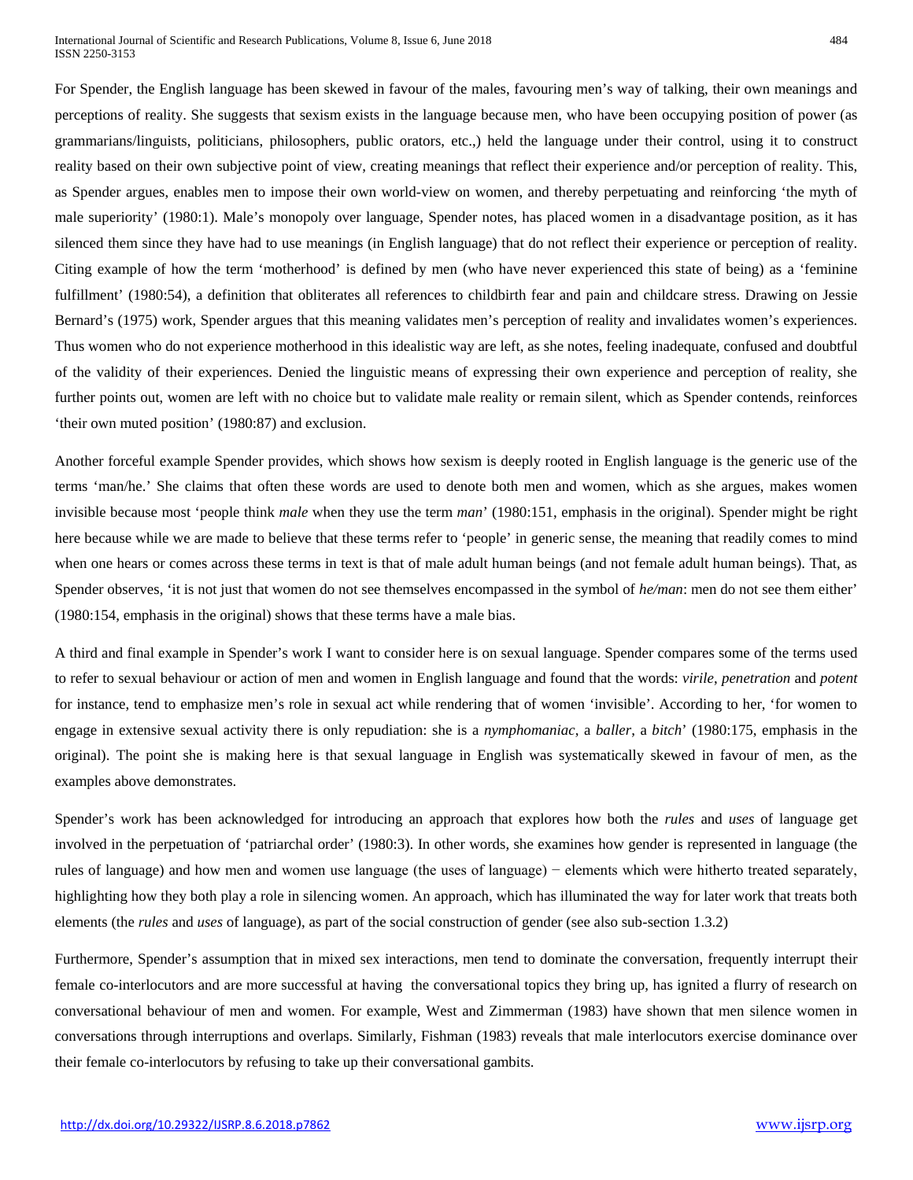For Spender, the English language has been skewed in favour of the males, favouring men's way of talking, their own meanings and perceptions of reality. She suggests that sexism exists in the language because men, who have been occupying position of power (as grammarians/linguists, politicians, philosophers, public orators, etc.,) held the language under their control, using it to construct reality based on their own subjective point of view, creating meanings that reflect their experience and/or perception of reality. This, as Spender argues, enables men to impose their own world-view on women, and thereby perpetuating and reinforcing 'the myth of male superiority' (1980:1). Male's monopoly over language, Spender notes, has placed women in a disadvantage position, as it has silenced them since they have had to use meanings (in English language) that do not reflect their experience or perception of reality. Citing example of how the term 'motherhood' is defined by men (who have never experienced this state of being) as a 'feminine fulfillment' (1980:54), a definition that obliterates all references to childbirth fear and pain and childcare stress. Drawing on Jessie Bernard's (1975) work, Spender argues that this meaning validates men's perception of reality and invalidates women's experiences. Thus women who do not experience motherhood in this idealistic way are left, as she notes, feeling inadequate, confused and doubtful of the validity of their experiences. Denied the linguistic means of expressing their own experience and perception of reality, she further points out, women are left with no choice but to validate male reality or remain silent, which as Spender contends, reinforces 'their own muted position' (1980:87) and exclusion.

Another forceful example Spender provides, which shows how sexism is deeply rooted in English language is the generic use of the terms 'man/he.' She claims that often these words are used to denote both men and women, which as she argues, makes women invisible because most 'people think *male* when they use the term *man*' (1980:151, emphasis in the original). Spender might be right here because while we are made to believe that these terms refer to 'people' in generic sense, the meaning that readily comes to mind when one hears or comes across these terms in text is that of male adult human beings (and not female adult human beings). That, as Spender observes, 'it is not just that women do not see themselves encompassed in the symbol of *he/man*: men do not see them either' (1980:154, emphasis in the original) shows that these terms have a male bias.

A third and final example in Spender's work I want to consider here is on sexual language. Spender compares some of the terms used to refer to sexual behaviour or action of men and women in English language and found that the words: *virile*, *penetration* and *potent* for instance, tend to emphasize men's role in sexual act while rendering that of women 'invisible'. According to her, 'for women to engage in extensive sexual activity there is only repudiation: she is a *nymphomaniac*, a *baller*, a *bitch*' (1980:175, emphasis in the original). The point she is making here is that sexual language in English was systematically skewed in favour of men, as the examples above demonstrates.

Spender's work has been acknowledged for introducing an approach that explores how both the *rules* and *uses* of language get involved in the perpetuation of 'patriarchal order' (1980:3). In other words, she examines how gender is represented in language (the rules of language) and how men and women use language (the uses of language) − elements which were hitherto treated separately, highlighting how they both play a role in silencing women. An approach, which has illuminated the way for later work that treats both elements (the *rules* and *uses* of language), as part of the social construction of gender (see also sub-section 1.3.2)

Furthermore, Spender's assumption that in mixed sex interactions, men tend to dominate the conversation, frequently interrupt their female co-interlocutors and are more successful at having the conversational topics they bring up, has ignited a flurry of research on conversational behaviour of men and women. For example, West and Zimmerman (1983) have shown that men silence women in conversations through interruptions and overlaps. Similarly, Fishman (1983) reveals that male interlocutors exercise dominance over their female co-interlocutors by refusing to take up their conversational gambits.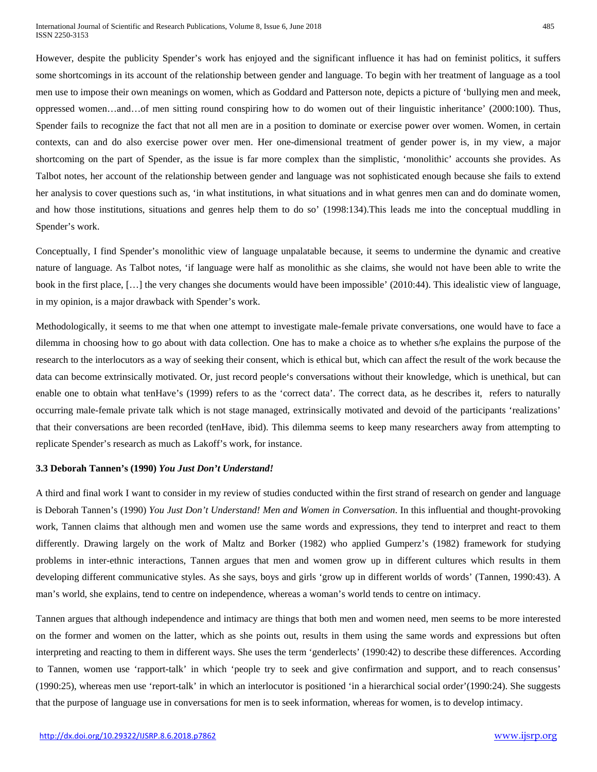However, despite the publicity Spender's work has enjoyed and the significant influence it has had on feminist politics, it suffers some shortcomings in its account of the relationship between gender and language. To begin with her treatment of language as a tool men use to impose their own meanings on women, which as Goddard and Patterson note, depicts a picture of 'bullying men and meek, oppressed women…and…of men sitting round conspiring how to do women out of their linguistic inheritance' (2000:100). Thus, Spender fails to recognize the fact that not all men are in a position to dominate or exercise power over women. Women, in certain contexts, can and do also exercise power over men. Her one-dimensional treatment of gender power is, in my view, a major shortcoming on the part of Spender, as the issue is far more complex than the simplistic, 'monolithic' accounts she provides. As Talbot notes, her account of the relationship between gender and language was not sophisticated enough because she fails to extend her analysis to cover questions such as, 'in what institutions, in what situations and in what genres men can and do dominate women, and how those institutions, situations and genres help them to do so' (1998:134).This leads me into the conceptual muddling in Spender's work.

Conceptually, I find Spender's monolithic view of language unpalatable because, it seems to undermine the dynamic and creative nature of language. As Talbot notes, 'if language were half as monolithic as she claims, she would not have been able to write the book in the first place, […] the very changes she documents would have been impossible' (2010:44). This idealistic view of language, in my opinion, is a major drawback with Spender's work.

Methodologically, it seems to me that when one attempt to investigate male-female private conversations, one would have to face a dilemma in choosing how to go about with data collection. One has to make a choice as to whether s/he explains the purpose of the research to the interlocutors as a way of seeking their consent, which is ethical but, which can affect the result of the work because the data can become extrinsically motivated. Or, just record people's conversations without their knowledge, which is unethical, but can enable one to obtain what tenHave's (1999) refers to as the 'correct data'. The correct data, as he describes it, refers to naturally occurring male-female private talk which is not stage managed, extrinsically motivated and devoid of the participants 'realizations' that their conversations are been recorded (tenHave, ibid). This dilemma seems to keep many researchers away from attempting to replicate Spender's research as much as Lakoff's work, for instance.

### 3.3 Deborah Tannen's (1990) *You Just Don't Understand!*

A third and final work I want to consider in my review of studies conducted within the first strand of research on gender and language is Deborah Tannen's (1990) *You Just Don't Understand! Men and Women in Conversation*. In this influential and thought-provoking work, Tannen claims that although men and women use the same words and expressions, they tend to interpret and react to them differently. Drawing largely on the work of Maltz and Borker (1982) who applied Gumperz's (1982) framework for studying problems in inter-ethnic interactions, Tannen argues that men and women grow up in different cultures which results in them developing different communicative styles. As she says, boys and girls 'grow up in different worlds of words' (Tannen, 1990:43). A man's world, she explains, tend to centre on independence, whereas a woman's world tends to centre on intimacy.

Tannen argues that although independence and intimacy are things that both men and women need, men seems to be more interested on the former and women on the latter, which as she points out, results in them using the same words and expressions but often interpreting and reacting to them in different ways. She uses the term 'genderlects' (1990:42) to describe these differences. According to Tannen, women use 'rapport-talk' in which 'people try to seek and give confirmation and support, and to reach consensus' (1990:25), whereas men use 'report-talk' in which an interlocutor is positioned 'in a hierarchical social order'(1990:24). She suggests that the purpose of language use in conversations for men is to seek information, whereas for women, is to develop intimacy.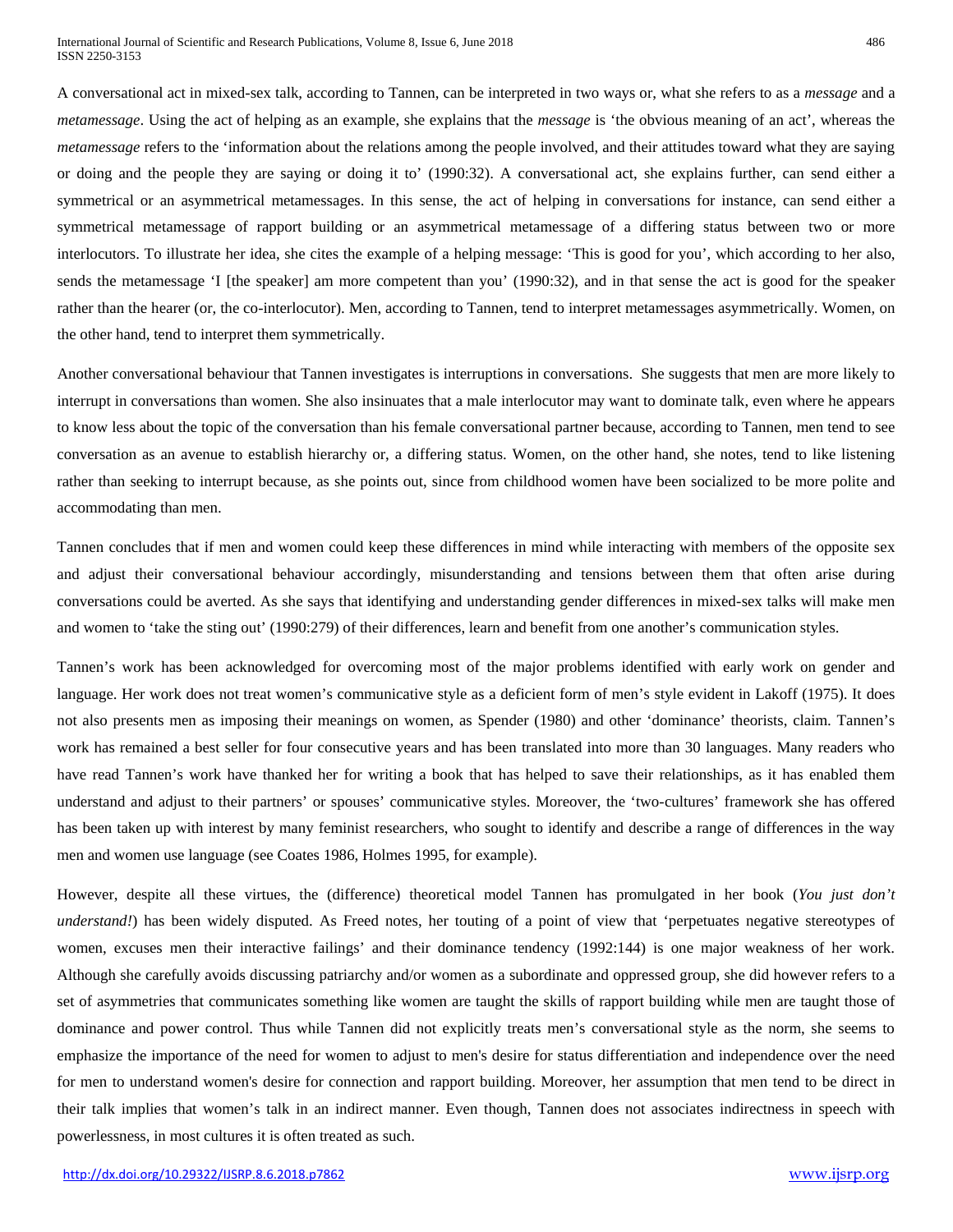A conversational act in mixed-sex talk, according to Tannen, can be interpreted in two ways or, what she refers to as a *message* and a *metamessage*. Using the act of helping as an example, she explains that the *message* is 'the obvious meaning of an act', whereas the *metamessage* refers to the 'information about the relations among the people involved, and their attitudes toward what they are saying or doing and the people they are saying or doing it to' (1990:32). A conversational act, she explains further, can send either a symmetrical or an asymmetrical metamessages. In this sense, the act of helping in conversations for instance, can send either a symmetrical metamessage of rapport building or an asymmetrical metamessage of a differing status between two or more interlocutors. To illustrate her idea, she cites the example of a helping message: 'This is good for you', which according to her also, sends the metamessage 'I [the speaker] am more competent than you' (1990:32), and in that sense the act is good for the speaker rather than the hearer (or, the co-interlocutor). Men, according to Tannen, tend to interpret metamessages asymmetrically. Women, on the other hand, tend to interpret them symmetrically.

Another conversational behaviour that Tannen investigates is interruptions in conversations. She suggests that men are more likely to interrupt in conversations than women. She also insinuates that a male interlocutor may want to dominate talk, even where he appears to know less about the topic of the conversation than his female conversational partner because, according to Tannen, men tend to see conversation as an avenue to establish hierarchy or, a differing status. Women, on the other hand, she notes, tend to like listening rather than seeking to interrupt because, as she points out, since from childhood women have been socialized to be more polite and accommodating than men.

Tannen concludes that if men and women could keep these differences in mind while interacting with members of the opposite sex and adjust their conversational behaviour accordingly, misunderstanding and tensions between them that often arise during conversations could be averted. As she says that identifying and understanding gender differences in mixed-sex talks will make men and women to 'take the sting out' (1990:279) of their differences, learn and benefit from one another's communication styles.

Tannen's work has been acknowledged for overcoming most of the major problems identified with early work on gender and language. Her work does not treat women's communicative style as a deficient form of men's style evident in Lakoff (1975). It does not also presents men as imposing their meanings on women, as Spender (1980) and other 'dominance' theorists, claim. Tannen's work has remained a best seller for four consecutive years and has been translated into more than 30 languages. Many readers who have read Tannen's work have thanked her for writing a book that has helped to save their relationships, as it has enabled them understand and adjust to their partners' or spouses' communicative styles. Moreover, the 'two-cultures' framework she has offered has been taken up with interest by many feminist researchers, who sought to identify and describe a range of differences in the way men and women use language (see Coates 1986, Holmes 1995, for example).

However, despite all these virtues, the (difference) theoretical model Tannen has promulgated in her book (*You just don't understand!*) has been widely disputed. As Freed notes, her touting of a point of view that 'perpetuates negative stereotypes of women, excuses men their interactive failings' and their dominance tendency (1992:144) is one major weakness of her work. Although she carefully avoids discussing patriarchy and/or women as a subordinate and oppressed group, she did however refers to a set of asymmetries that communicates something like women are taught the skills of rapport building while men are taught those of dominance and power control. Thus while Tannen did not explicitly treats men's conversational style as the norm, she seems to emphasize the importance of the need for women to adjust to men's desire for status differentiation and independence over the need for men to understand women's desire for connection and rapport building. Moreover, her assumption that men tend to be direct in their talk implies that women's talk in an indirect manner. Even though, Tannen does not associates indirectness in speech with powerlessness, in most cultures it is often treated as such.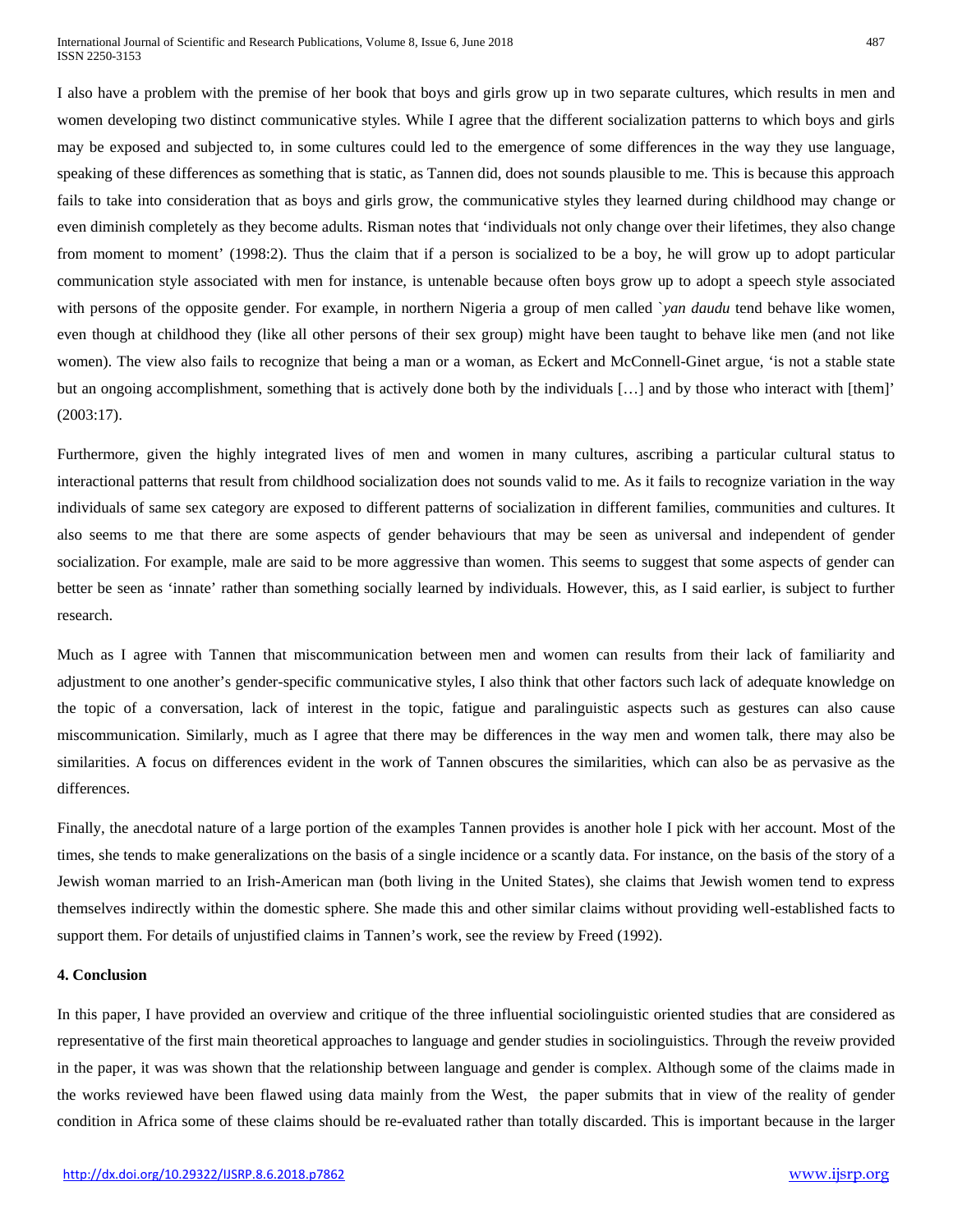I also have a problem with the premise of her book that boys and girls grow up in two separate cultures, which results in men and women developing two distinct communicative styles. While I agree that the different socialization patterns to which boys and girls may be exposed and subjected to, in some cultures could led to the emergence of some differences in the way they use language, speaking of these differences as something that is static, as Tannen did, does not sounds plausible to me. This is because this approach fails to take into consideration that as boys and girls grow, the communicative styles they learned during childhood may change or even diminish completely as they become adults. Risman notes that 'individuals not only change over their lifetimes, they also change from moment to moment' (1998:2). Thus the claim that if a person is socialized to be a boy, he will grow up to adopt particular communication style associated with men for instance, is untenable because often boys grow up to adopt a speech style associated with persons of the opposite gender. For example, in northern Nigeria a group of men called *`yan daudu* tend behave like women, even though at childhood they (like all other persons of their sex group) might have been taught to behave like men (and not like women). The view also fails to recognize that being a man or a woman, as Eckert and McConnell-Ginet argue, 'is not a stable state but an ongoing accomplishment, something that is actively done both by the individuals […] and by those who interact with [them]' (2003:17).

Furthermore, given the highly integrated lives of men and women in many cultures, ascribing a particular cultural status to interactional patterns that result from childhood socialization does not sounds valid to me. As it fails to recognize variation in the way individuals of same sex category are exposed to different patterns of socialization in different families, communities and cultures. It also seems to me that there are some aspects of gender behaviours that may be seen as universal and independent of gender socialization. For example, male are said to be more aggressive than women. This seems to suggest that some aspects of gender can better be seen as 'innate' rather than something socially learned by individuals. However, this, as I said earlier, is subject to further research.

Much as I agree with Tannen that miscommunication between men and women can results from their lack of familiarity and adjustment to one another's gender-specific communicative styles, I also think that other factors such lack of adequate knowledge on the topic of a conversation, lack of interest in the topic, fatigue and paralinguistic aspects such as gestures can also cause miscommunication. Similarly, much as I agree that there may be differences in the way men and women talk, there may also be similarities. A focus on differences evident in the work of Tannen obscures the similarities, which can also be as pervasive as the differences.

Finally, the anecdotal nature of a large portion of the examples Tannen provides is another hole I pick with her account. Most of the times, she tends to make generalizations on the basis of a single incidence or a scantly data. For instance, on the basis of the story of a Jewish woman married to an Irish-American man (both living in the United States), she claims that Jewish women tend to express themselves indirectly within the domestic sphere. She made this and other similar claims without providing well-established facts to support them. For details of unjustified claims in Tannen's work, see the review by Freed (1992).

**4. Conclusion**

In this paper, I have provided an overview and critique of the three influential sociolinguistic oriented studies that are considered as representative of the first main theoretical approaches to language and gender studies in sociolinguistics. Through the reveiw provided in the paper, it was was shown that the relationship between language and gender is complex. Although some of the claims made in the works reviewed have been flawed using data mainly from the West, the paper submits that in view of the reality of gender condition in Africa some of these claims should be re-evaluated rather than totally discarded. This is important because in the larger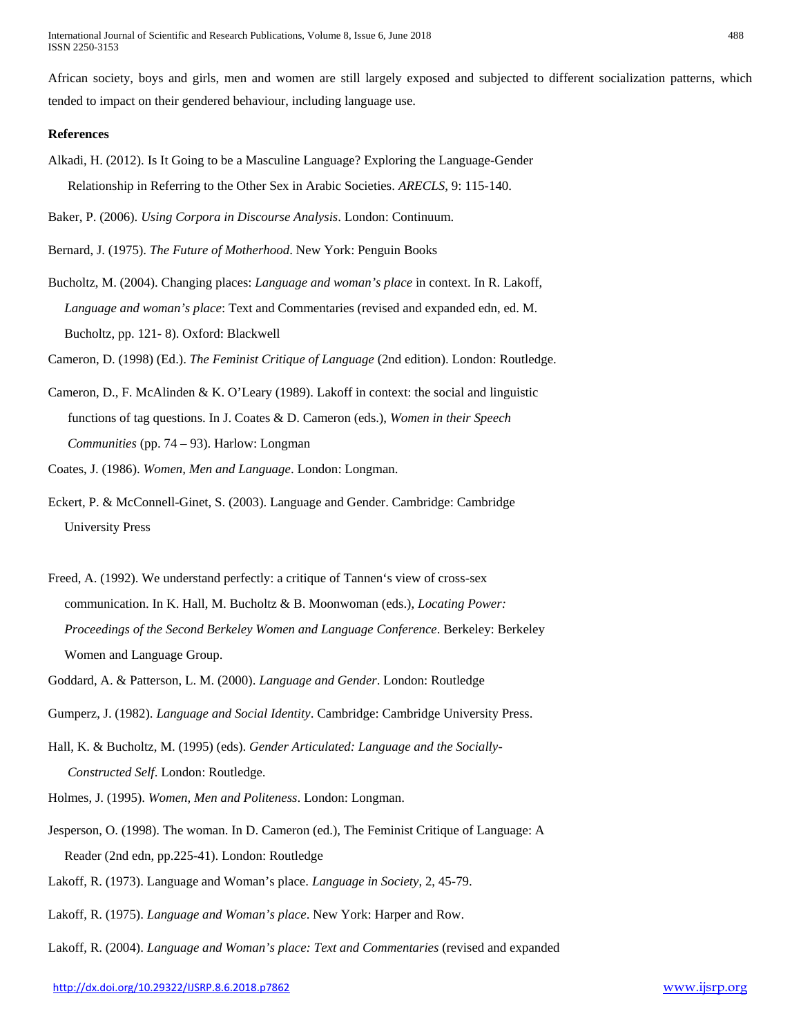African society, boys and girls, men and women are still largely exposed and subjected to different socialization patterns, which tended to impact on their gendered behaviour, including language use.

**References**

Alkadi, H. (2012). Is It Going to be a Masculine Language? Exploring the Language-Gender Relationship in Referring to the Other Sex in Arabic Societies. *ARECLS*, 9: 115-140.

Baker, P. (2006). *Using Corpora in Discourse Analysis*. London: Continuum.

Bernard, J. (1975). *The Future of Motherhood*. New York: Penguin Books

Bucholtz, M. (2004). Changing places: *Language and woman's place* in context. In R. Lakoff, *Language and woman's place*: Text and Commentaries (revised and expanded edn, ed. M. Bucholtz, pp. 121- 8). Oxford: Blackwell

Cameron, D. (1998) (Ed.). *The Feminist Critique of Language* (2nd edition). London: Routledge.

Cameron, D., F. McAlinden & K. O'Leary (1989). Lakoff in context: the social and linguistic functions of tag questions. In J. Coates & D. Cameron (eds.), *Women in their Speech Communities* (pp. 74 – 93). Harlow: Longman

Coates, J. (1986). *Women, Men and Language*. London: Longman.

Eckert, P. & McConnell-Ginet, S. (2003). Language and Gender. Cambridge: Cambridge University Press

Freed, A. (1992). We understand perfectly: a critique of Tannen's view of cross-sex communication. In K. Hall, M. Bucholtz & B. Moonwoman (eds.), *Locating Power: Proceedings of the Second Berkeley Women and Language Conference*. Berkeley: Berkeley Women and Language Group.

Goddard, A. & Patterson, L. M. (2000). *Language and Gender*. London: Routledge

Gumperz, J. (1982). *Language and Social Identity*. Cambridge: Cambridge University Press.

Hall, K. & Bucholtz, M. (1995) (eds). *Gender Articulated: Language and the Socially-Constructed Self*. London: Routledge.

Holmes, J. (1995). *Women, Men and Politeness*. London: Longman.

Jesperson, O. (1998). The woman. In D. Cameron (ed.), The Feminist Critique of Language: A Reader (2nd edn, pp.225-41). London: Routledge

Lakoff, R. (1973). Language and Woman's place. *Language in Society*, 2, 45-79.

Lakoff, R. (1975). *Language and Woman's place*. New York: Harper and Row.

Lakoff, R. (2004). *Language and Woman's place: Text and Commentaries* (revised and expanded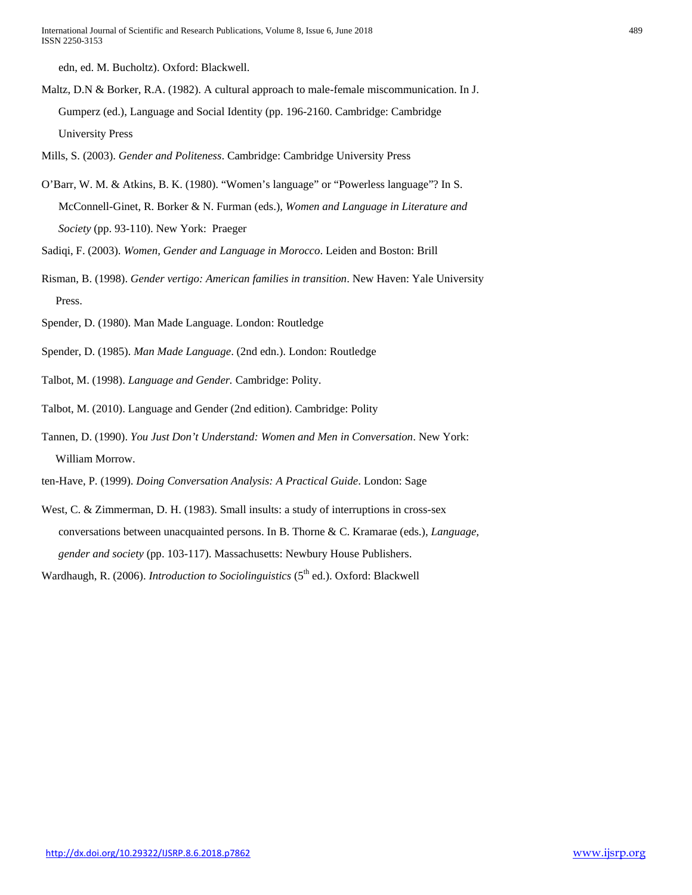edn, ed. M. Bucholtz). Oxford: Blackwell.

Maltz, D.N & Borker, R.A. (1982). A cultural approach to male-female miscommunication. In J. Gumperz (ed.), Language and Social Identity (pp. 196-2160. Cambridge: Cambridge University Press

Mills, S. (2003). *Gender and Politeness*. Cambridge: Cambridge University Press

O'Barr, W. M. & Atkins, B. K. (1980). "Women's language" or "Powerless language"? In S. McConnell-Ginet, R. Borker & N. Furman (eds.), *Women and Language in Literature and Society* (pp. 93-110). New York: Praeger

Sadiqi, F. (2003). *Women, Gender and Language in Morocco*. Leiden and Boston: Brill

Risman, B. (1998). *Gender vertigo: American families in transition*. New Haven: Yale University Press.

Spender, D. (1980). Man Made Language. London: Routledge

Spender, D. (1985). *Man Made Language*. (2nd edn.). London: Routledge

Talbot, M. (1998). *Language and Gender.* Cambridge: Polity.

Talbot, M. (2010). Language and Gender (2nd edition). Cambridge: Polity

Tannen, D. (1990). *You Just Don't Understand: Women and Men in Conversation*. New York: William Morrow.

ten-Have, P. (1999). *Doing Conversation Analysis: A Practical Guide*. London: Sage

West, C. & Zimmerman, D. H. (1983). Small insults: a study of interruptions in cross-sex conversations between unacquainted persons. In B. Thorne & C. Kramarae (eds.), *Language, gender and society* (pp. 103-117). Massachusetts: Newbury House Publishers.

Wardhaugh, R. (2006). *Introduction to Sociolinguistics* (5th ed.). Oxford: Blackwell